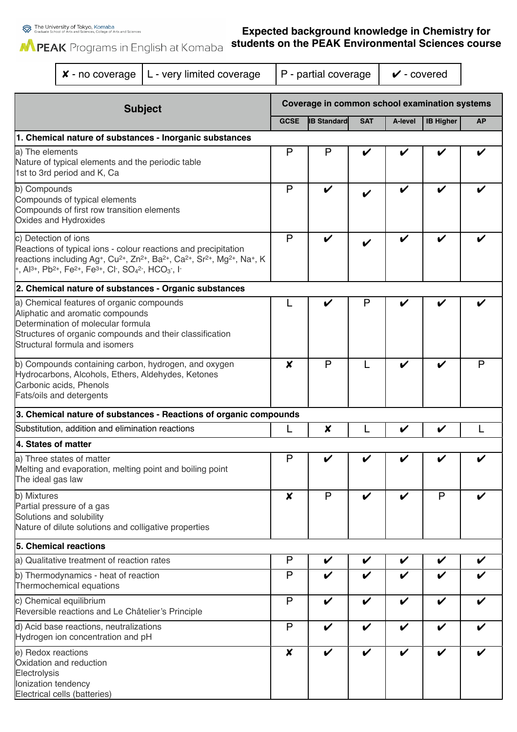The University of Tokyo, Komaba
Graduate School of Arts and Sciences, College of Arts and Sciences

PEAK Programs in English at Komaba

# Expected background knowledge in Chemistry for students on the PEAK Environmental Sciences course

| ✘ - no coverage | L - very limited coverage | P - partial coverage | ✔ - covered |
|---|---|---|---|

| Subject | Coverage in common school examination systems | | | | | |
|---|---|---|---|---|---|---|
| | GCSE | IB Standard | SAT | A-level | IB Higher | AP |
| **1. Chemical nature of substances - Inorganic substances** | | | | | | |
| a) The elements<br>Nature of typical elements and the periodic table<br>1st to 3rd period and K, Ca | P | P | ✔ | ✔ | ✔ | ✔ |
| b) Compounds<br>Compounds of typical elements<br>Compounds of first row transition elements<br>Oxides and Hydroxides | P | ✔ | ✔ | ✔ | ✔ | ✔ |
| c) Detection of ions<br>Reactions of typical ions - colour reactions and precipitation reactions including $Ag^{+}$, $Cu^{2+}$, $Zn^{2+}$, $Ba^{2+}$, $Ca^{2+}$, $Sr^{2+}$, $Mg^{2+}$, $Na^{+}$, $K^{+}$, $Al^{3+}$, $Pb^{2+}$, $Fe^{2+}$, $Fe^{3+}$, $Cl^{-}$, $SO_4^{2-}$, $HCO_3^{-}$, $I^{-}$ | P | ✔ | ✔ | ✔ | ✔ | ✔ |
| **2. Chemical nature of substances - Organic substances** | | | | | | |
| a) Chemical features of organic compounds<br>Aliphatic and aromatic compounds<br>Determination of molecular formula<br>Structures of organic compounds and their classification<br>Structural formula and isomers | L | ✔ | P | ✔ | ✔ | ✔ |
| b) Compounds containing carbon, hydrogen, and oxygen<br>Hydrocarbons, Alcohols, Ethers, Aldehydes, Ketones<br>Carbonic acids, Phenols<br>Fats/oils and detergents | ✘ | P | L | ✔ | ✔ | P |
| **3. Chemical nature of substances - Reactions of organic compounds** | | | | | | |
| Substitution, addition and elimination reactions | L | ✘ | L | ✔ | ✔ | L |
| **4. States of matter** | | | | | | |
| a) Three states of matter<br>Melting and evaporation, melting point and boiling point<br>The ideal gas law | P | ✔ | ✔ | ✔ | ✔ | ✔ |
| b) Mixtures<br>Partial pressure of a gas<br>Solutions and solubility<br>Nature of dilute solutions and colligative properties | ✘ | P | ✔ | ✔ | P | ✔ |
| **5. Chemical reactions** | | | | | | |
| a) Qualitative treatment of reaction rates | P | ✔ | ✔ | ✔ | ✔ | ✔ |
| b) Thermodynamics - heat of reaction<br>Thermochemical equations | P | ✔ | ✔ | ✔ | ✔ | ✔ |
| c) Chemical equilibrium<br>Reversible reactions and Le Châtelier's Principle | P | ✔ | ✔ | ✔ | ✔ | ✔ |
| d) Acid base reactions, neutralizations<br>Hydrogen ion concentration and pH | P | ✔ | ✔ | ✔ | ✔ | ✔ |
| e) Redox reactions<br>Oxidation and reduction<br>Electrolysis<br>Ionization tendency<br>Electrical cells (batteries) | ✘ | ✔ | ✔ | ✔ | ✔ | ✔ |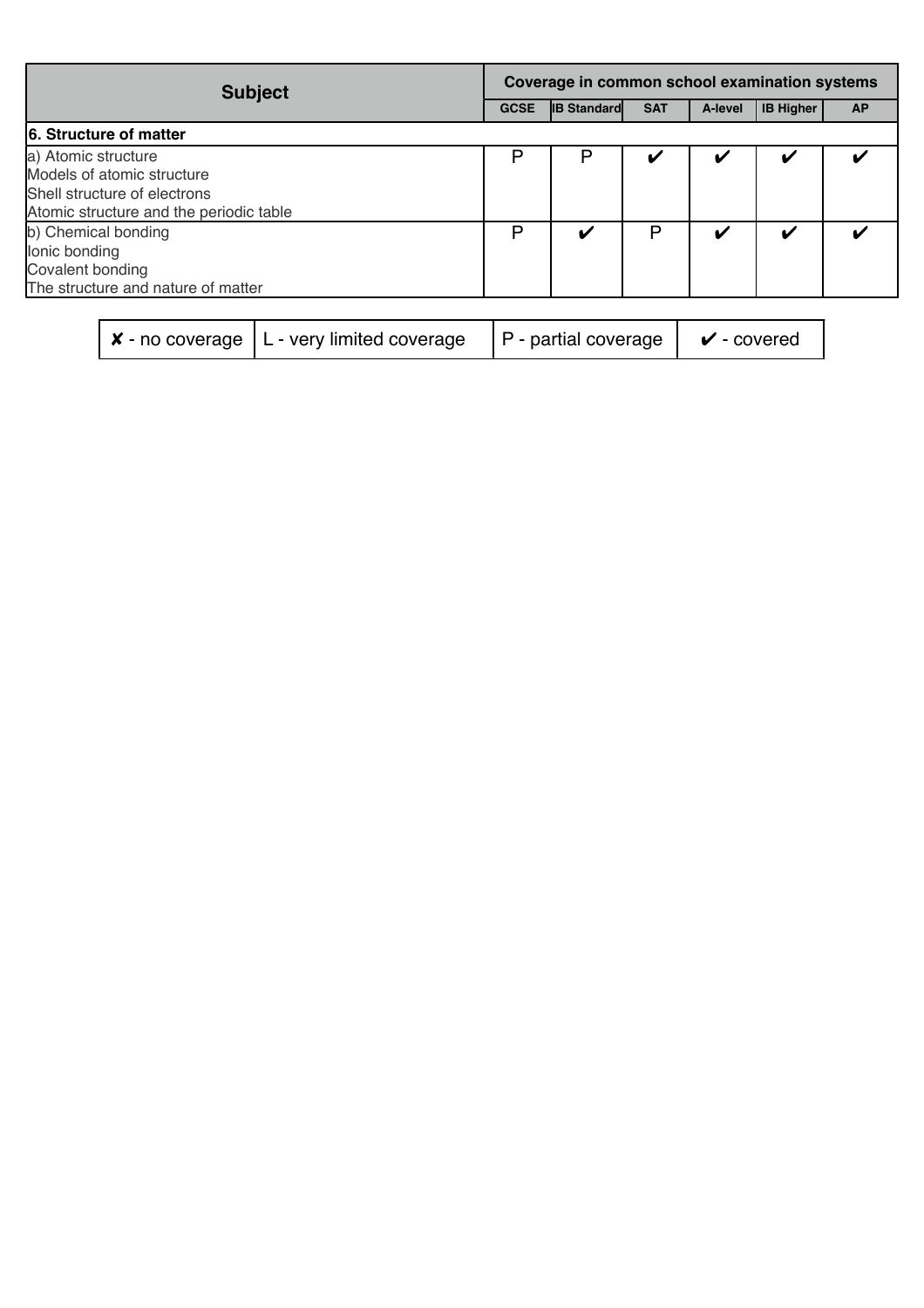| Subject | Coverage in common school examination systems | | | | | |
|---|---|---|---|---|---|---|
| | GCSE | IB Standard | SAT | A-level | IB Higher | AP |
| **6. Structure of matter** | | | | | | |
| a) Atomic structure<br>Models of atomic structure<br>Shell structure of electrons<br>Atomic structure and the periodic table | P | P | ✔ | ✔ | ✔ | ✔ |
| b) Chemical bonding<br>Ionic bonding<br>Covalent bonding<br>The structure and nature of matter | P | ✔ | P | ✔ | ✔ | ✔ |

| | | | |
|---|---|---|---|
| ✘ - no coverage | L - very limited coverage | P - partial coverage | ✔ - covered |